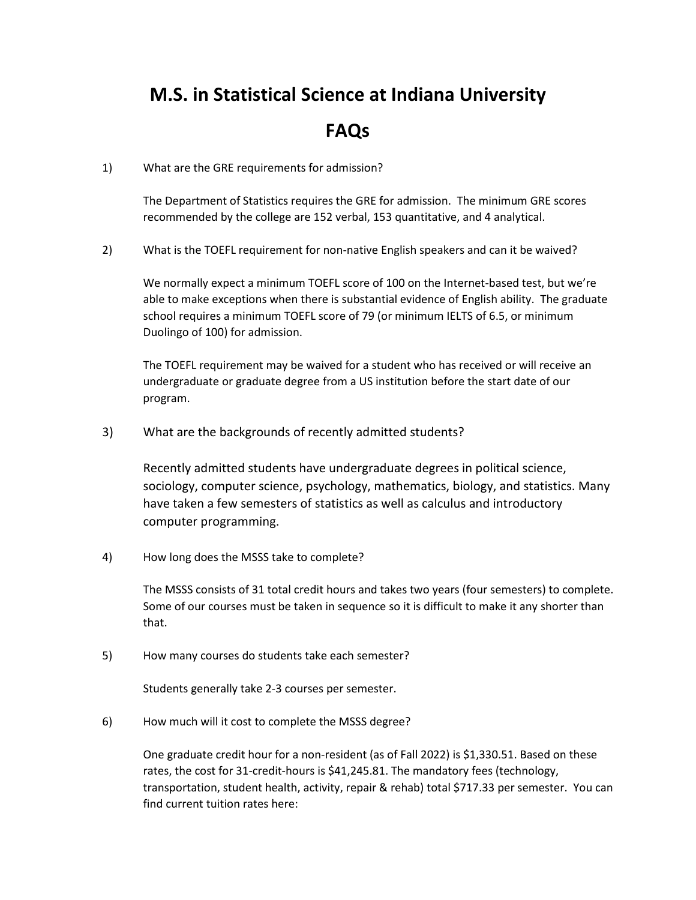# M.S. in Statistical Science at Indiana University

# FAQs

1) What are the GRE requirements for admission?

   The Department of Statistics requires the GRE for admission. The minimum GRE scores recommended by the college are 152 verbal, 153 quantitative, and 4 analytical.

2) What is the TOEFL requirement for non-native English speakers and can it be waived?

   We normally expect a minimum TOEFL score of 100 on the Internet-based test, but we're able to make exceptions when there is substantial evidence of English ability. The graduate school requires a minimum TOEFL score of 79 (or minimum IELTS of 6.5, or minimum Duolingo of 100) for admission.

   The TOEFL requirement may be waived for a student who has received or will receive an undergraduate or graduate degree from a US institution before the start date of our program.

3) What are the backgrounds of recently admitted students?

   Recently admitted students have undergraduate degrees in political science, sociology, computer science, psychology, mathematics, biology, and statistics. Many have taken a few semesters of statistics as well as calculus and introductory computer programming.

4) How long does the MSSS take to complete?

   The MSSS consists of 31 total credit hours and takes two years (four semesters) to complete. Some of our courses must be taken in sequence so it is difficult to make it any shorter than that.

5) How many courses do students take each semester?

   Students generally take 2-3 courses per semester.

6) How much will it cost to complete the MSSS degree?

   One graduate credit hour for a non-resident (as of Fall 2022) is $1,330.51. Based on these rates, the cost for 31-credit-hours is $41,245.81. The mandatory fees (technology, transportation, student health, activity, repair & rehab) total $717.33 per semester. You can find current tuition rates here: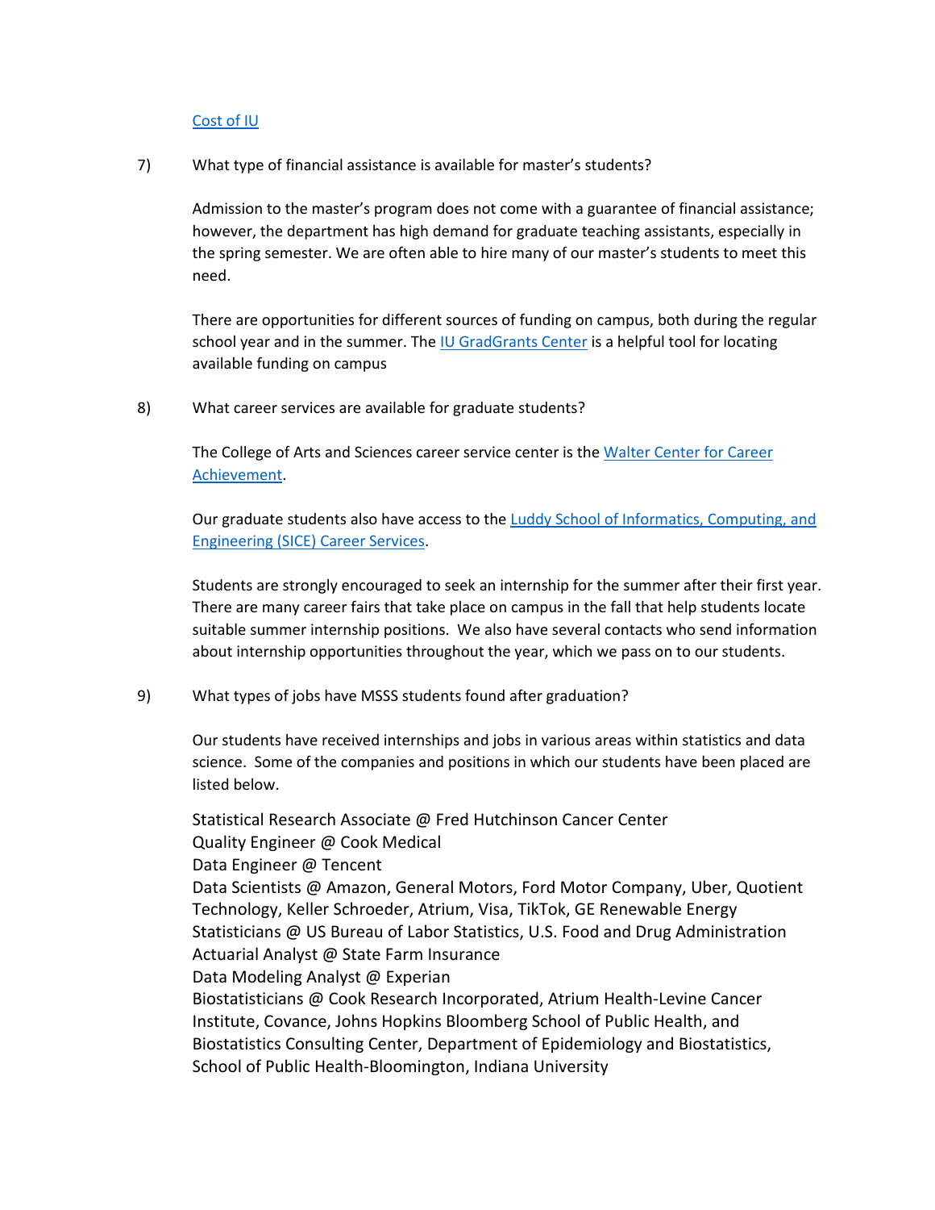[Cost of IU]

7) What type of financial assistance is available for master's students?

Admission to the master's program does not come with a guarantee of financial assistance; however, the department has high demand for graduate teaching assistants, especially in the spring semester. We are often able to hire many of our master's students to meet this need.

There are opportunities for different sources of funding on campus, both during the regular school year and in the summer. The [IU GradGrants Center] is a helpful tool for locating available funding on campus

8) What career services are available for graduate students?

The College of Arts and Sciences career service center is the [Walter Center for Career Achievement].

Our graduate students also have access to the [Luddy School of Informatics, Computing, and Engineering (SICE) Career Services].

Students are strongly encouraged to seek an internship for the summer after their first year. There are many career fairs that take place on campus in the fall that help students locate suitable summer internship positions. We also have several contacts who send information about internship opportunities throughout the year, which we pass on to our students.

9) What types of jobs have MSSS students found after graduation?

Our students have received internships and jobs in various areas within statistics and data science. Some of the companies and positions in which our students have been placed are listed below.

Statistical Research Associate @ Fred Hutchinson Cancer Center
Quality Engineer @ Cook Medical
Data Engineer @ Tencent
Data Scientists @ Amazon, General Motors, Ford Motor Company, Uber, Quotient Technology, Keller Schroeder, Atrium, Visa, TikTok, GE Renewable Energy
Statisticians @ US Bureau of Labor Statistics, U.S. Food and Drug Administration
Actuarial Analyst @ State Farm Insurance
Data Modeling Analyst @ Experian
Biostatisticians @ Cook Research Incorporated, Atrium Health-Levine Cancer Institute, Covance, Johns Hopkins Bloomberg School of Public Health, and Biostatistics Consulting Center, Department of Epidemiology and Biostatistics, School of Public Health-Bloomington, Indiana University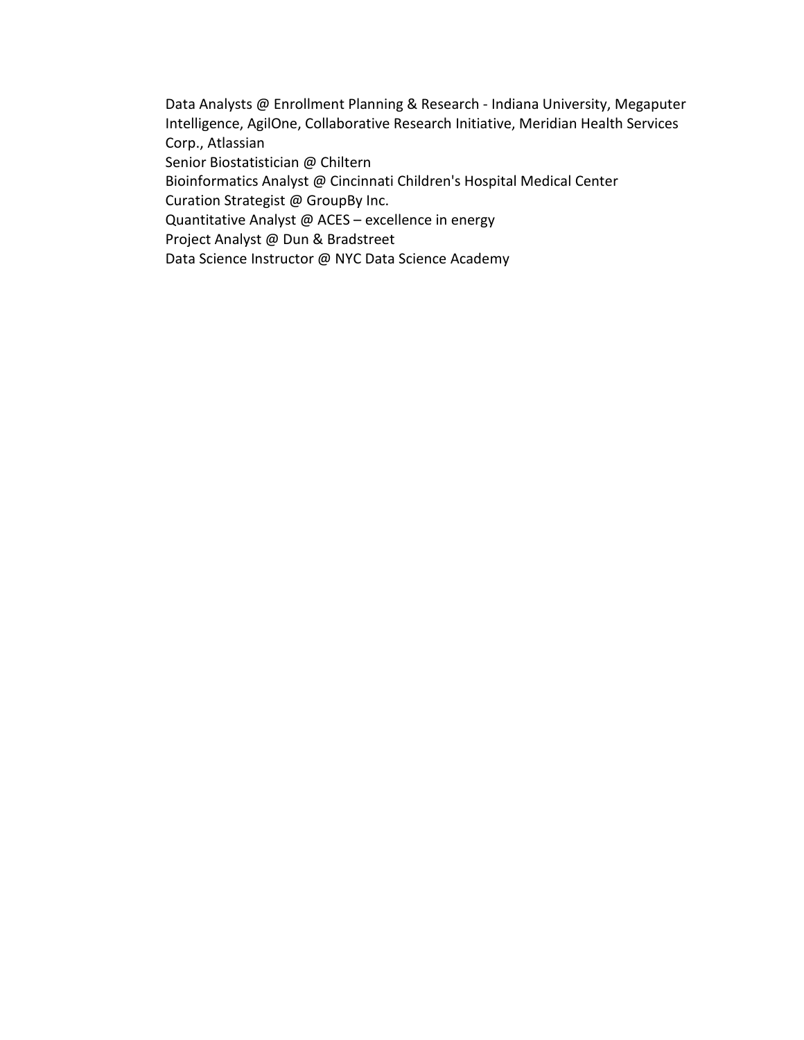Data Analysts @ Enrollment Planning & Research - Indiana University, Megaputer Intelligence, AgilOne, Collaborative Research Initiative, Meridian Health Services Corp., Atlassian

Senior Biostatistician @ Chiltern

Bioinformatics Analyst @ Cincinnati Children's Hospital Medical Center

Curation Strategist @ GroupBy Inc.

Quantitative Analyst @ ACES – excellence in energy

Project Analyst @ Dun & Bradstreet

Data Science Instructor @ NYC Data Science Academy